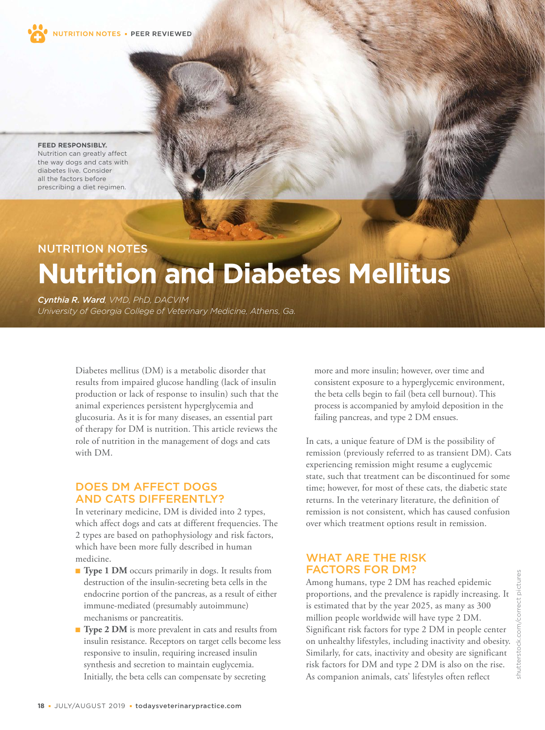NUTRITION NOTES ▪ PEER REVIEWED

**FEED RESPONSIBLY.** Nutrition can greatly affect the way dogs and cats with diabetes live. Consider all the factors before prescribing a diet regimen.

## NUTRITION NOTES

# Nutrition and Diabetes Mellitus

***Cynthia R. Ward**, VMD, PhD, DACVIM*
*University of Georgia College of Veterinary Medicine, Athens, Ga.*

Diabetes mellitus (DM) is a metabolic disorder that results from impaired glucose handling (lack of insulin production or lack of response to insulin) such that the animal experiences persistent hyperglycemia and glucosuria. As it is for many diseases, an essential part of therapy for DM is nutrition. This article reviews the role of nutrition in the management of dogs and cats with DM.

## DOES DM AFFECT DOGS AND CATS DIFFERENTLY?

In veterinary medicine, DM is divided into 2 types, which affect dogs and cats at different frequencies. The 2 types are based on pathophysiology and risk factors, which have been more fully described in human medicine.

- **Type 1 DM** occurs primarily in dogs. It results from destruction of the insulin-secreting beta cells in the endocrine portion of the pancreas, as a result of either immune-mediated (presumably autoimmune) mechanisms or pancreatitis.
- **Type 2 DM** is more prevalent in cats and results from insulin resistance. Receptors on target cells become less responsive to insulin, requiring increased insulin synthesis and secretion to maintain euglycemia. Initially, the beta cells can compensate by secreting more and more insulin; however, over time and consistent exposure to a hyperglycemic environment, the beta cells begin to fail (beta cell burnout). This process is accompanied by amyloid deposition in the failing pancreas, and type 2 DM ensues.

In cats, a unique feature of DM is the possibility of remission (previously referred to as transient DM). Cats experiencing remission might resume a euglycemic state, such that treatment can be discontinued for some time; however, for most of these cats, the diabetic state returns. In the veterinary literature, the definition of remission is not consistent, which has caused confusion over which treatment options result in remission.

## WHAT ARE THE RISK FACTORS FOR DM?

Among humans, type 2 DM has reached epidemic proportions, and the prevalence is rapidly increasing. It is estimated that by the year 2025, as many as 300 million people worldwide will have type 2 DM. Significant risk factors for type 2 DM in people center on unhealthy lifestyles, including inactivity and obesity. Similarly, for cats, inactivity and obesity are significant risk factors for DM and type 2 DM is also on the rise. As companion animals, cats' lifestyles often reflect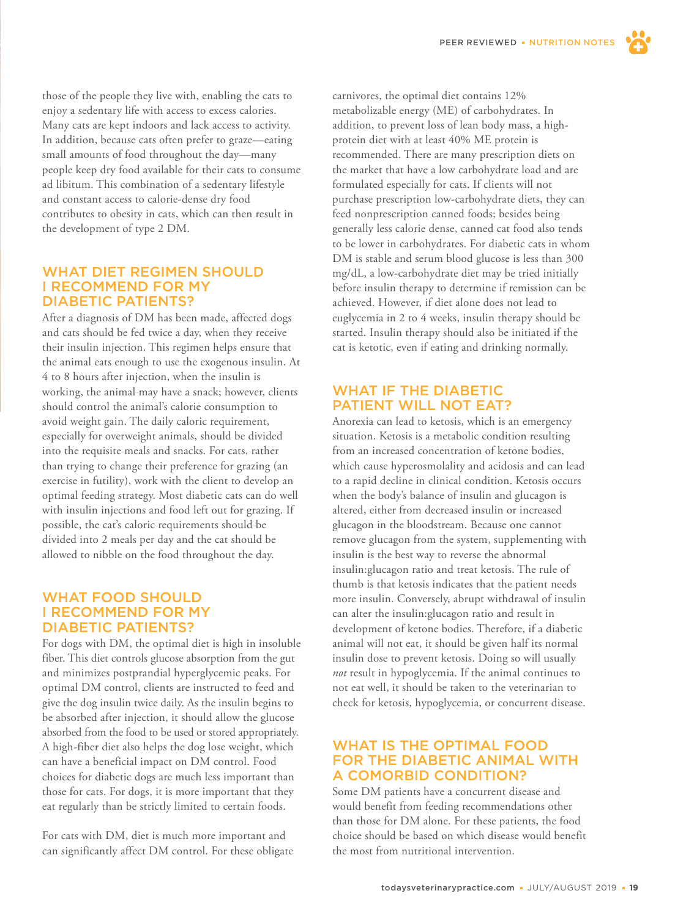those of the people they live with, enabling the cats to enjoy a sedentary life with access to excess calories. Many cats are kept indoors and lack access to activity. In addition, because cats often prefer to graze—eating small amounts of food throughout the day—many people keep dry food available for their cats to consume ad libitum. This combination of a sedentary lifestyle and constant access to calorie-dense dry food contributes to obesity in cats, which can then result in the development of type 2 DM.

## WHAT DIET REGIMEN SHOULD I RECOMMEND FOR MY DIABETIC PATIENTS?

After a diagnosis of DM has been made, affected dogs and cats should be fed twice a day, when they receive their insulin injection. This regimen helps ensure that the animal eats enough to use the exogenous insulin. At 4 to 8 hours after injection, when the insulin is working, the animal may have a snack; however, clients should control the animal's calorie consumption to avoid weight gain. The daily caloric requirement, especially for overweight animals, should be divided into the requisite meals and snacks. For cats, rather than trying to change their preference for grazing (an exercise in futility), work with the client to develop an optimal feeding strategy. Most diabetic cats can do well with insulin injections and food left out for grazing. If possible, the cat's caloric requirements should be divided into 2 meals per day and the cat should be allowed to nibble on the food throughout the day.

## WHAT FOOD SHOULD I RECOMMEND FOR MY DIABETIC PATIENTS?

For dogs with DM, the optimal diet is high in insoluble fiber. This diet controls glucose absorption from the gut and minimizes postprandial hyperglycemic peaks. For optimal DM control, clients are instructed to feed and give the dog insulin twice daily. As the insulin begins to be absorbed after injection, it should allow the glucose absorbed from the food to be used or stored appropriately. A high-fiber diet also helps the dog lose weight, which can have a beneficial impact on DM control. Food choices for diabetic dogs are much less important than those for cats. For dogs, it is more important that they eat regularly than be strictly limited to certain foods.

For cats with DM, diet is much more important and can significantly affect DM control. For these obligate carnivores, the optimal diet contains 12% metabolizable energy (ME) of carbohydrates. In addition, to prevent loss of lean body mass, a high-protein diet with at least 40% ME protein is recommended. There are many prescription diets on the market that have a low carbohydrate load and are formulated especially for cats. If clients will not purchase prescription low-carbohydrate diets, they can feed nonprescription canned foods; besides being generally less calorie dense, canned cat food also tends to be lower in carbohydrates. For diabetic cats in whom DM is stable and serum blood glucose is less than 300 mg/dL, a low-carbohydrate diet may be tried initially before insulin therapy to determine if remission can be achieved. However, if diet alone does not lead to euglycemia in 2 to 4 weeks, insulin therapy should be started. Insulin therapy should also be initiated if the cat is ketotic, even if eating and drinking normally.

## WHAT IF THE DIABETIC PATIENT WILL NOT EAT?

Anorexia can lead to ketosis, which is an emergency situation. Ketosis is a metabolic condition resulting from an increased concentration of ketone bodies, which cause hyperosmolality and acidosis and can lead to a rapid decline in clinical condition. Ketosis occurs when the body's balance of insulin and glucagon is altered, either from decreased insulin or increased glucagon in the bloodstream. Because one cannot remove glucagon from the system, supplementing with insulin is the best way to reverse the abnormal insulin:glucagon ratio and treat ketosis. The rule of thumb is that ketosis indicates that the patient needs more insulin. Conversely, abrupt withdrawal of insulin can alter the insulin:glucagon ratio and result in development of ketone bodies. Therefore, if a diabetic animal will not eat, it should be given half its normal insulin dose to prevent ketosis. Doing so will usually *not* result in hypoglycemia. If the animal continues to not eat well, it should be taken to the veterinarian to check for ketosis, hypoglycemia, or concurrent disease.

## WHAT IS THE OPTIMAL FOOD FOR THE DIABETIC ANIMAL WITH A COMORBID CONDITION?

Some DM patients have a concurrent disease and would benefit from feeding recommendations other than those for DM alone. For these patients, the food choice should be based on which disease would benefit the most from nutritional intervention.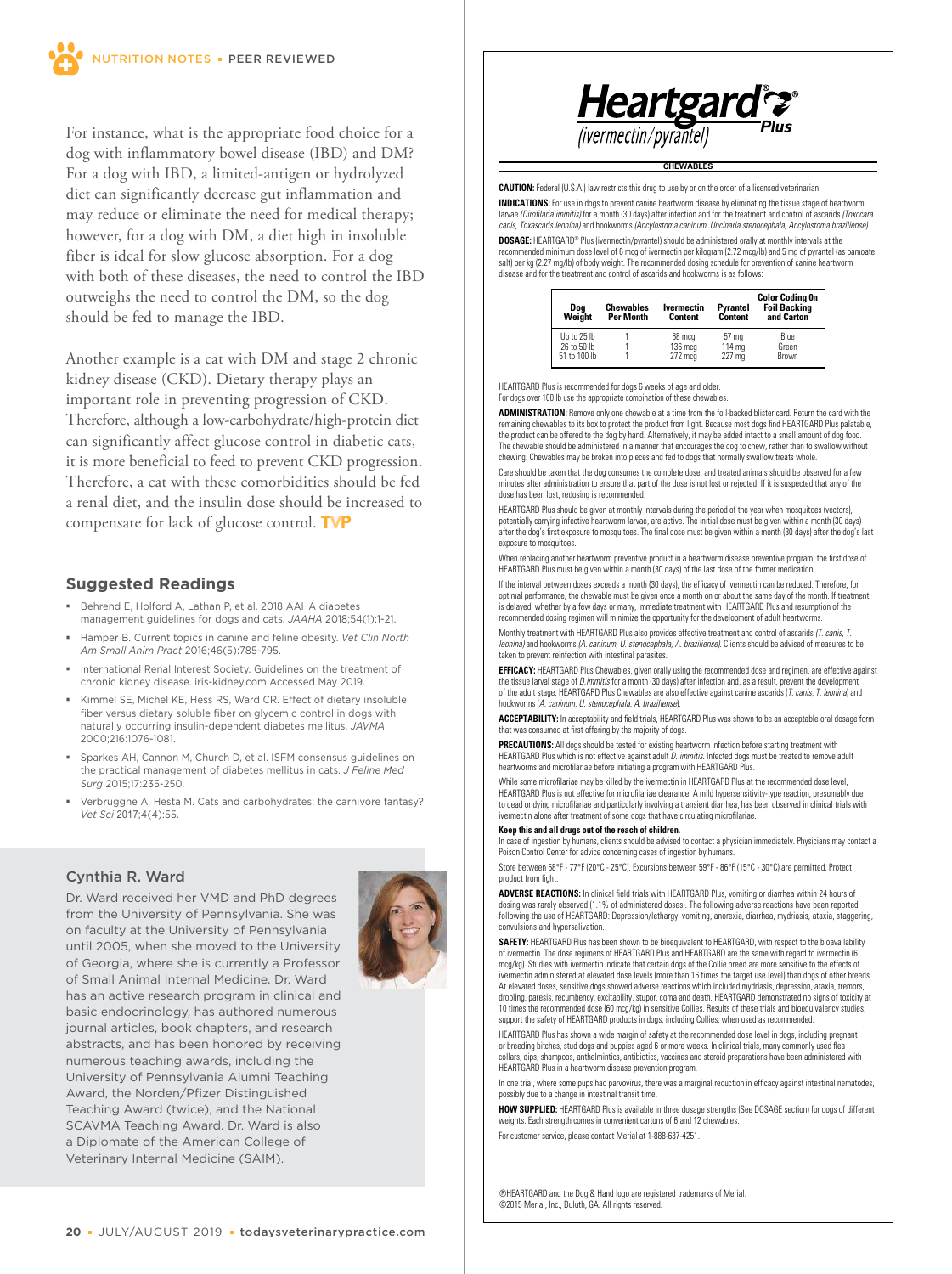For instance, what is the appropriate food choice for a dog with inflammatory bowel disease (IBD) and DM? For a dog with IBD, a limited-antigen or hydrolyzed diet can significantly decrease gut inflammation and may reduce or eliminate the need for medical therapy; however, for a dog with DM, a diet high in insoluble fiber is ideal for slow glucose absorption. For a dog with both of these diseases, the need to control the IBD outweighs the need to control the DM, so the dog should be fed to manage the IBD.

Another example is a cat with DM and stage 2 chronic kidney disease (CKD). Dietary therapy plays an important role in preventing progression of CKD. Therefore, although a low-carbohydrate/high-protein diet can significantly affect glucose control in diabetic cats, it is more beneficial to feed to prevent CKD progression. Therefore, a cat with these comorbidities should be fed a renal diet, and the insulin dose should be increased to compensate for lack of glucose control. **TVP**

## Suggested Readings

- Behrend E, Holford A, Lathan P, et al. 2018 AAHA diabetes management guidelines for dogs and cats. *JAAHA* 2018;54(1):1-21.
- Hamper B. Current topics in canine and feline obesity. *Vet Clin North Am Small Anim Pract* 2016;46(5):785-795.
- International Renal Interest Society. Guidelines on the treatment of chronic kidney disease. iris-kidney.com Accessed May 2019.
- Kimmel SE, Michel KE, Hess RS, Ward CR. Effect of dietary insoluble fiber versus dietary soluble fiber on glycemic control in dogs with naturally occurring insulin-dependent diabetes mellitus. *JAVMA* 2000;216:1076-1081.
- Sparkes AH, Cannon M, Church D, et al. ISFM consensus guidelines on the practical management of diabetes mellitus in cats. *J Feline Med Surg* 2015;17:235-250.
- Verbrugghe A, Hesta M. Cats and carbohydrates: the carnivore fantasy? *Vet Sci* 2017;4(4):55.

### Cynthia R. Ward

Dr. Ward received her VMD and PhD degrees from the University of Pennsylvania. She was on faculty at the University of Pennsylvania until 2005, when she moved to the University of Georgia, where she is currently a Professor of Small Animal Internal Medicine. Dr. Ward has an active research program in clinical and basic endocrinology, has authored numerous journal articles, book chapters, and research abstracts, and has been honored by receiving numerous teaching awards, including the University of Pennsylvania Alumni Teaching Award, the Norden/Pfizer Distinguished Teaching Award (twice), and the National SCAVMA Teaching Award. Dr. Ward is also a Diplomate of the American College of Veterinary Internal Medicine (SAIM).

# Heartgard Plus (ivermectin/pyrantel)

**CHEWABLES**

**CAUTION:** Federal (U.S.A.) law restricts this drug to use by or on the order of a licensed veterinarian.

**INDICATIONS:** For use in dogs to prevent canine heartworm disease by eliminating the tissue stage of heartworm larvae (*Dirofilaria immitis*) for a month (30 days) after infection and for the treatment and control of ascarids (*Toxocara canis, Toxascaris leonina*) and hookworms (*Ancylostoma caninum, Uncinaria stenocephala, Ancylostoma braziliense*).

**DOSAGE:** HEARTGARD® Plus (ivermectin/pyrantel) should be administered orally at monthly intervals at the recommended minimum dose level of 6 mcg of ivermectin per kilogram (2.72 mcg/lb) and 5 mg of pyrantel (as pamoate salt) per kg (2.27 mg/lb) of body weight. The recommended dosing schedule for prevention of canine heartworm disease and for the treatment and control of ascarids and hookworms is as follows:

| Dog Weight | Chewables Per Month | Ivermectin Content | Pyrantel Content | Color Coding On Foil Backing and Carton |
|---|---|---|---|---|
| Up to 25 lb | 1 | 68 mcg | 57 mg | Blue |
| 26 to 50 lb | 1 | 136 mcg | 114 mg | Green |
| 51 to 100 lb | 1 | 272 mcg | 227 mg | Brown |

HEARTGARD Plus is recommended for dogs 6 weeks of age and older.
For dogs over 100 lb use the appropriate combination of these chewables.

**ADMINISTRATION:** Remove only one chewable at a time from the foil-backed blister card. Return the card with the remaining chewables to its box to protect the product from light. Because most dogs find HEARTGARD Plus palatable, the product can be offered to the dog by hand. Alternatively, it may be added intact to a small amount of dog food. The chewable should be administered in a manner that encourages the dog to chew, rather than to swallow without chewing. Chewables may be broken into pieces and fed to dogs that normally swallow treats whole.

Care should be taken that the dog consumes the complete dose, and treated animals should be observed for a few minutes after administration to ensure that part of the dose is not lost or rejected. If it is suspected that any of the dose has been lost, redosing is recommended.

HEARTGARD Plus should be given at monthly intervals during the period of the year when mosquitoes (vectors), potentially carrying infective heartworm larvae, are active. The initial dose must be given within a month (30 days) after the dog's first exposure to mosquitoes. The final dose must be given within a month (30 days) after the dog's last exposure to mosquitoes.

When replacing another heartworm preventive product in a heartworm disease preventive program, the first dose of HEARTGARD Plus must be given within a month (30 days) of the last dose of the former medication.

If the interval between doses exceeds a month (30 days), the efficacy of ivermectin can be reduced. Therefore, for optimal performance, the chewable must be given once a month on or about the same day of the month. If treatment is delayed, whether by a few days or many, immediate treatment with HEARTGARD Plus and resumption of the recommended dosing regimen will minimize the opportunity for the development of adult heartworms.

Monthly treatment with HEARTGARD Plus also provides effective treatment and control of ascarids (*T. canis, T. leonina*) and hookworms (*A. caninum, U. stenocephala, A. braziliense*). Clients should be advised of measures to be taken to prevent reinfection with intestinal parasites.

**EFFICACY:** HEARTGARD Plus Chewables, given orally using the recommended dose and regimen, are effective against the tissue larval stage of *D. immitis* for a month (30 days) after infection and, as a result, prevent the development of the adult stage. HEARTGARD Plus Chewables are also effective against canine ascarids (*T. canis, T. leonina*) and hookworms (*A. caninum, U. stenocephala, A. braziliense*).

**ACCEPTABILITY:** In acceptability and field trials, HEARTGARD Plus was shown to be an acceptable oral dosage form that was consumed at first offering by the majority of dogs.

**PRECAUTIONS:** All dogs should be tested for existing heartworm infection before starting treatment with HEARTGARD Plus which is not effective against adult *D. immitis*. Infected dogs must be treated to remove adult heartworms and microfilariae before initiating a program with HEARTGARD Plus.

While some microfilariae may be killed by the ivermectin in HEARTGARD Plus at the recommended dose level, HEARTGARD Plus is not effective for microfilariae clearance. A mild hypersensitivity-type reaction, presumably due to dead or dying microfilariae and particularly involving a transient diarrhea, has been observed in clinical trials with ivermectin alone after treatment of some dogs that have circulating microfilariae.

**Keep this and all drugs out of the reach of children.**

In case of ingestion by humans, clients should be advised to contact a physician immediately. Physicians may contact a Poison Control Center for advice concerning cases of ingestion by humans.

Store between 68°F - 77°F (20°C - 25°C). Excursions between 59°F - 86°F (15°C - 30°C) are permitted. Protect product from light.

**ADVERSE REACTIONS:** In clinical field trials with HEARTGARD Plus, vomiting or diarrhea within 24 hours of dosing was rarely observed (1.1% of administered doses). The following adverse reactions have been reported following the use of HEARTGARD: Depression/lethargy, vomiting, anorexia, diarrhea, mydriasis, ataxia, staggering, convulsions and hypersalivation.

**SAFETY:** HEARTGARD Plus has been shown to be bioequivalent to HEARTGARD, with respect to the bioavailability of ivermectin. The dose regimens of HEARTGARD Plus and HEARTGARD are the same with regard to ivermectin (6 mcg/kg). Studies with ivermectin indicate that certain dogs of the Collie breed are more sensitive to the effects of ivermectin administered at elevated dose levels (more than 16 times the target use level) than dogs of other breeds. At elevated doses, sensitive dogs showed adverse reactions which included mydriasis, depression, ataxia, tremors, drooling, paresis, recumbency, excitability, stupor, coma and death. HEARTGARD demonstrated no signs of toxicity at 10 times the recommended dose (60 mcg/kg) in sensitive Collies. Results of these trials and bioequivalency studies, support the safety of HEARTGARD products in dogs, including Collies, when used as recommended.

HEARTGARD Plus has shown a wide margin of safety at the recommended dose level in dogs, including pregnant or breeding bitches, stud dogs and puppies aged 6 or more weeks. In clinical trials, many commonly used flea collars, dips, shampoos, anthelmintics, antibiotics, vaccines and steroid preparations have been administered with HEARTGARD Plus in a heartworm disease prevention program.

In one trial, where some pups had parvovirus, there was a marginal reduction in efficacy against intestinal nematodes, possibly due to a change in intestinal transit time.

**HOW SUPPLIED:** HEARTGARD Plus is available in three dosage strengths (See DOSAGE section) for dogs of different weights. Each strength comes in convenient cartons of 6 and 12 chewables.

For customer service, please contact Merial at 1-888-637-4251.

®HEARTGARD and the Dog & Hand logo are registered trademarks of Merial.
©2015 Merial, Inc., Duluth, GA. All rights reserved.